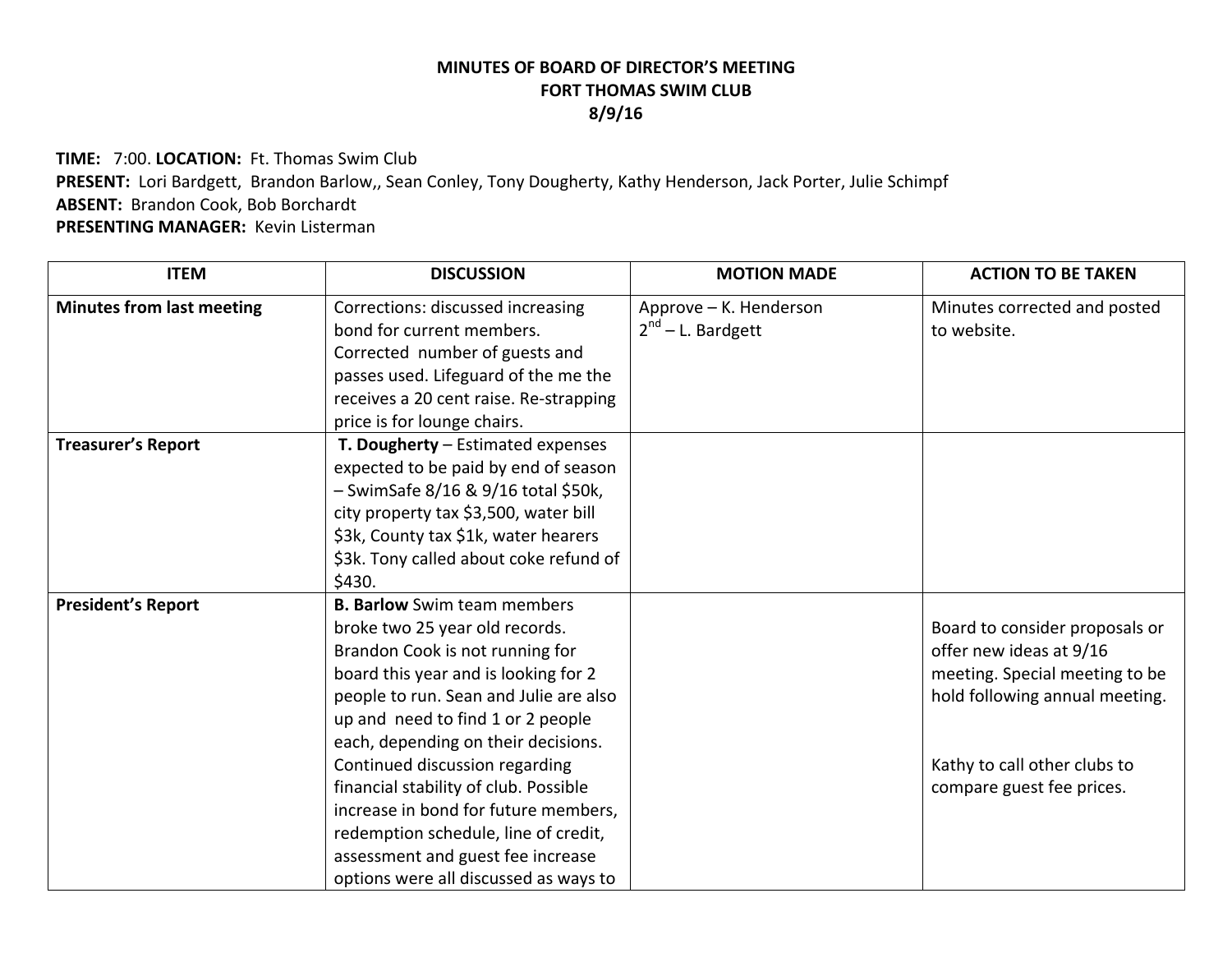**MINUTES OF BOARD OF DIRECTOR'S MEETING**
**FORT THOMAS SWIM CLUB**
**8/9/16**

**TIME:** 7:00. **LOCATION:** Ft. Thomas Swim Club
**PRESENT:** Lori Bardgett, Brandon Barlow,, Sean Conley, Tony Dougherty, Kathy Henderson, Jack Porter, Julie Schimpf
**ABSENT:** Brandon Cook, Bob Borchardt
**PRESENTING MANAGER:** Kevin Listerman

| ITEM | DISCUSSION | MOTION MADE | ACTION TO BE TAKEN |
|---|---|---|---|
| **Minutes from last meeting** | Corrections: discussed increasing bond for current members. Corrected number of guests and passes used. Lifeguard of the me the receives a 20 cent raise. Re-strapping price is for lounge chairs. | Approve – K. Henderson<br>2nd – L. Bardgett | Minutes corrected and posted to website. |
| **Treasurer's Report** | **T. Dougherty** – Estimated expenses expected to be paid by end of season – SwimSafe 8/16 & 9/16 total $50k, city property tax $3,500, water bill $3k, County tax $1k, water hearers $3k. Tony called about coke refund of $430. | | |
| **President's Report** | **B. Barlow** Swim team members broke two 25 year old records. Brandon Cook is not running for board this year and is looking for 2 people to run. Sean and Julie are also up and need to find 1 or 2 people each, depending on their decisions. Continued discussion regarding financial stability of club. Possible increase in bond for future members, redemption schedule, line of credit, assessment and guest fee increase options were all discussed as ways to | | Board to consider proposals or offer new ideas at 9/16 meeting. Special meeting to be hold following annual meeting.<br><br>Kathy to call other clubs to compare guest fee prices. |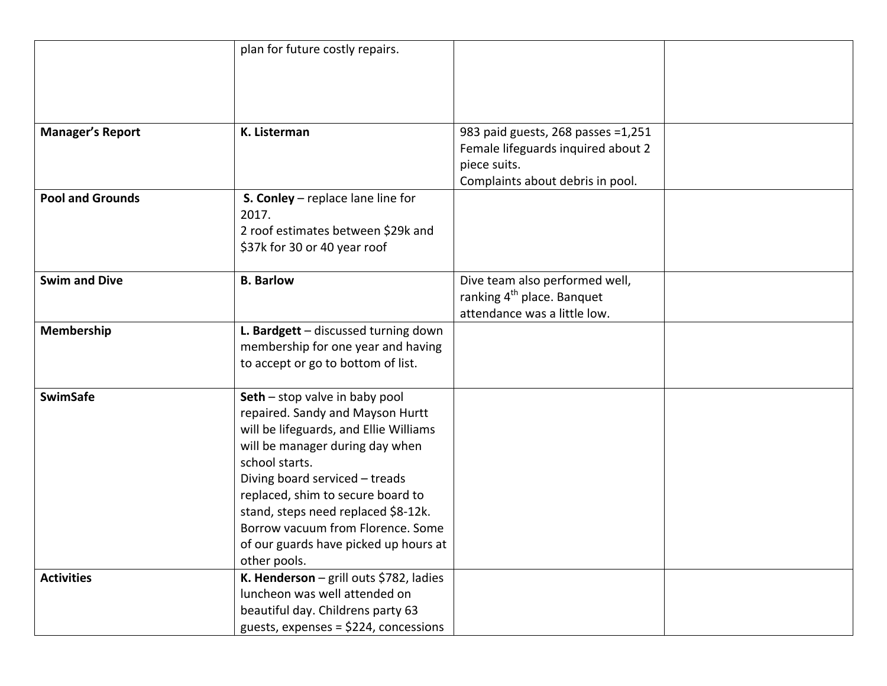| | | | |
|---|---|---|---|
| | plan for future costly repairs. | | |
| **Manager's Report** | **K. Listerman** | 983 paid guests, 268 passes =1,251<br>Female lifeguards inquired about 2 piece suits.<br>Complaints about debris in pool. | |
| **Pool and Grounds** | **S. Conley** – replace lane line for 2017.<br>2 roof estimates between $29k and $37k for 30 or 40 year roof | | |
| **Swim and Dive** | **B. Barlow** | Dive team also performed well, ranking 4th place. Banquet attendance was a little low. | |
| **Membership** | **L. Bardgett** – discussed turning down membership for one year and having to accept or go to bottom of list. | | |
| **SwimSafe** | **Seth** – stop valve in baby pool repaired. Sandy and Mayson Hurtt will be lifeguards, and Ellie Williams will be manager during day when school starts.<br>Diving board serviced – treads replaced, shim to secure board to stand, steps need replaced $8-12k.<br>Borrow vacuum from Florence. Some of our guards have picked up hours at other pools. | | |
| **Activities** | **K. Henderson** – grill outs $782, ladies luncheon was well attended on beautiful day. Childrens party 63 guests, expenses = $224, concessions | | |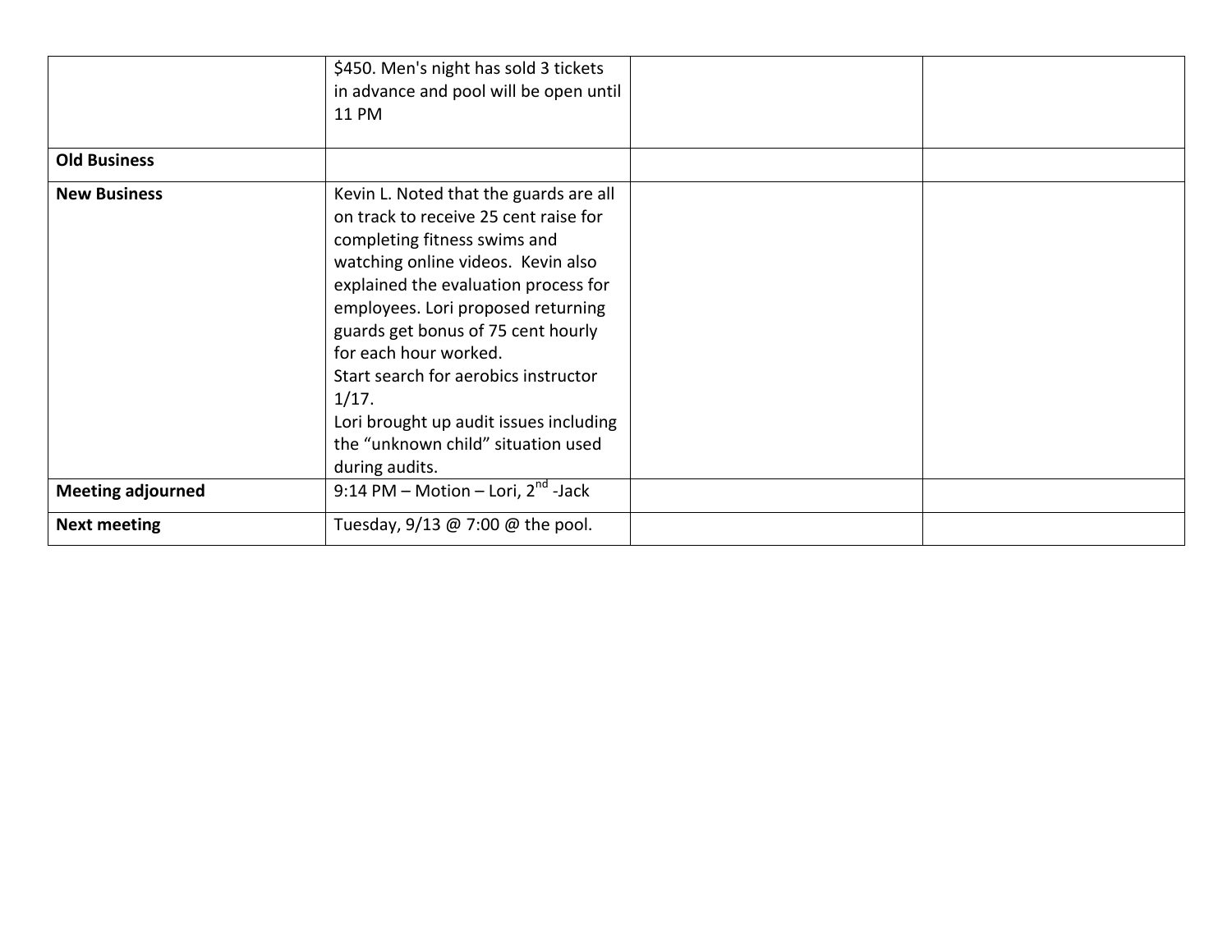| | | | |
|---|---|---|---|
| | $450. Men's night has sold 3 tickets in advance and pool will be open until 11 PM | | |
| **Old Business** | | | |
| **New Business** | Kevin L. Noted that the guards are all on track to receive 25 cent raise for completing fitness swims and watching online videos. Kevin also explained the evaluation process for employees. Lori proposed returning guards get bonus of 75 cent hourly for each hour worked.<br>Start search for aerobics instructor 1/17.<br>Lori brought up audit issues including the "unknown child" situation used during audits. | | |
| **Meeting adjourned** | 9:14 PM – Motion – Lori, 2nd -Jack | | |
| **Next meeting** | Tuesday, 9/13 @ 7:00 @ the pool. | | |